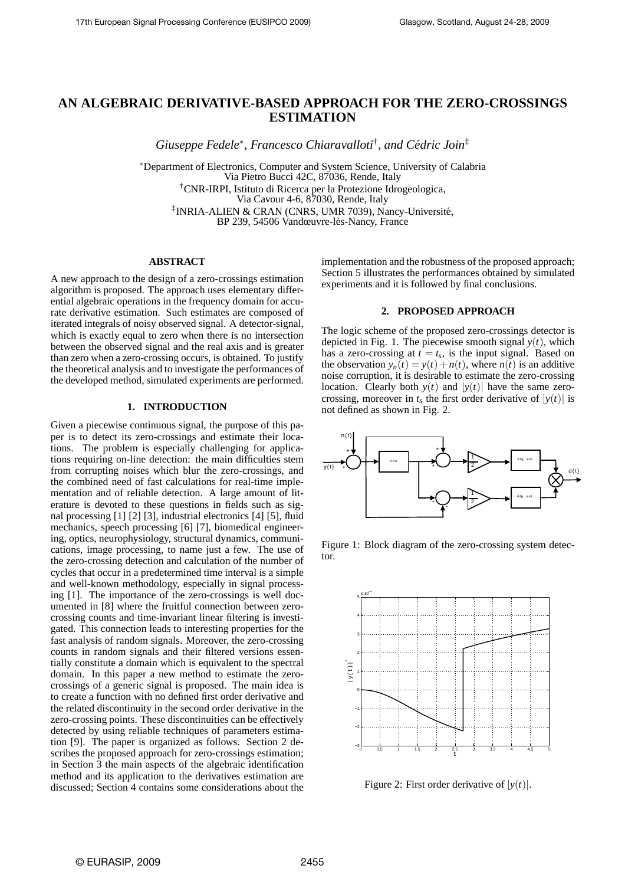# AN ALGEBRAIC DERIVATIVE-BASED APPROACH FOR THE ZERO-CROSSINGS ESTIMATION

*Giuseppe Fedele*[*], *Francesco Chiaravalloti*[†], *and Cédric Join*[‡]

[*]Department of Electronics, Computer and System Science, University of Calabria
Via Pietro Bucci 42C, 87036, Rende, Italy
[†]CNR-IRPI, Istituto di Ricerca per la Protezione Idrogeologica,
Via Cavour 4-6, 87030, Rende, Italy
[‡]INRIA-ALIEN & CRAN (CNRS, UMR 7039), Nancy-Université,
BP 239, 54506 Vandœuvre-lès-Nancy, France

## ABSTRACT

A new approach to the design of a zero-crossings estimation algorithm is proposed. The approach uses elementary differential algebraic operations in the frequency domain for accurate derivative estimation. Such estimates are composed of iterated integrals of noisy observed signal. A detector-signal, which is exactly equal to zero when there is no intersection between the observed signal and the real axis and is greater than zero when a zero-crossing occurs, is obtained. To justify the theoretical analysis and to investigate the performances of the developed method, simulated experiments are performed.

## 1. INTRODUCTION

Given a piecewise continuous signal, the purpose of this paper is to detect its zero-crossings and estimate their locations. The problem is especially challenging for applications requiring on-line detection: the main difficulties stem from corrupting noises which blur the zero-crossings, and the combined need of fast calculations for real-time implementation and of reliable detection. A large amount of literature is devoted to these questions in fields such as signal processing [1] [2] [3], industrial electronics [4] [5], fluid mechanics, speech processing [6] [7], biomedical engineering, optics, neurophysiology, structural dynamics, communications, image processing, to name just a few. The use of the zero-crossing detection and calculation of the number of cycles that occur in a predetermined time interval is a simple and well-known methodology, especially in signal processing [1]. The importance of the zero-crossings is well documented in [8] where the fruitful connection between zero-crossing counts and time-invariant linear filtering is investigated. This connection leads to interesting properties for the fast analysis of random signals. Moreover, the zero-crossing counts in random signals and their filtered versions essentially constitute a domain which is equivalent to the spectral domain. In this paper a new method to estimate the zero-crossings of a generic signal is proposed. The main idea is to create a function with no defined first order derivative and the related discontinuity in the second order derivative in the zero-crossing points. These discontinuities can be effectively detected by using reliable techniques of parameters estimation [9]. The paper is organized as follows. Section 2 describes the proposed approach for zero-crossings estimation; in Section 3 the main aspects of the algebraic identification method and its application to the derivatives estimation are discussed; Section 4 contains some considerations about the implementation and the robustness of the proposed approach; Section 5 illustrates the performances obtained by simulated experiments and it is followed by final conclusions.

## 2. PROPOSED APPROACH

The logic scheme of the proposed zero-crossings detector is depicted in Fig. 1. The piecewise smooth signal $y(t)$, which has a zero-crossing at $t = t_s$, is the input signal. Based on the observation $y_n(t) = y(t) + n(t)$, where $n(t)$ is an additive noise corruption, it is desirable to estimate the zero-crossing location. Clearly both $y(t)$ and $|y(t)|$ have the same zero-crossing, moreover in $t_s$ the first order derivative of $|y(t)|$ is not defined as shown in Fig. 2.

Figure 1: Block diagram of the zero-crossing system detector.

Figure 2: First order derivative of $|y(t)|$.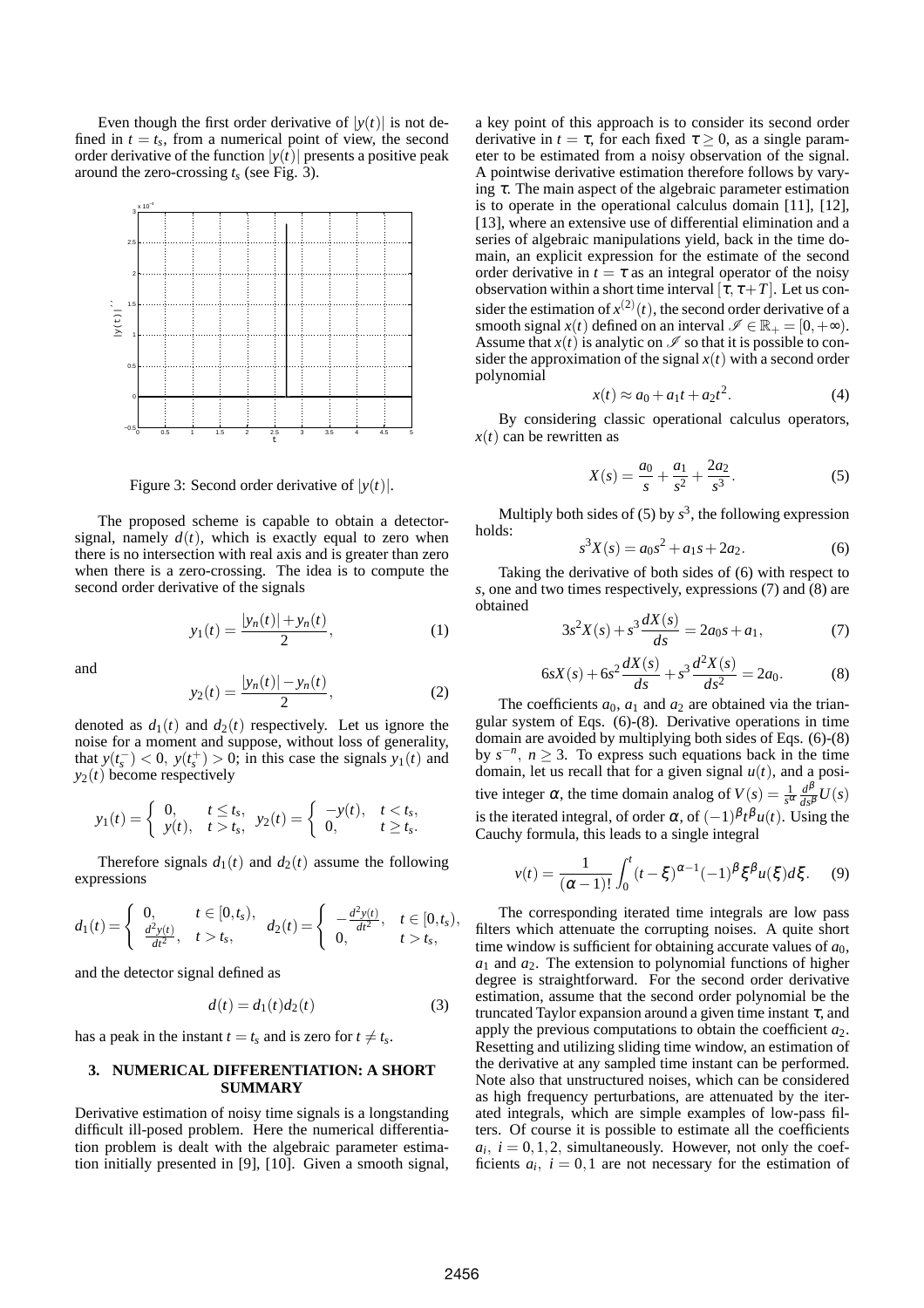Even though the first order derivative of $|y(t)|$ is not defined in $t = t_s$, from a numerical point of view, the second order derivative of the function $|y(t)|$ presents a positive peak around the zero-crossing $t_s$ (see Fig. 3).

Figure 3: Second order derivative of $|y(t)|$.

The proposed scheme is capable to obtain a detector-signal, namely $d(t)$, which is exactly equal to zero when there is no intersection with real axis and is greater than zero when there is a zero-crossing. The idea is to compute the second order derivative of the signals

$$y_1(t) = \frac{|y_n(t)| + y_n(t)}{2}, \tag{1}$$

and

$$y_2(t) = \frac{|y_n(t)| - y_n(t)}{2}, \tag{2}$$

denoted as $d_1(t)$ and $d_2(t)$ respectively. Let us ignore the noise for a moment and suppose, without loss of generality, that $y(t_s^-) < 0$, $y(t_s^+) > 0$; in this case the signals $y_1(t)$ and $y_2(t)$ become respectively

$$y_1(t) = \begin{cases} 0, & t \le t_s, \\ y(t), & t > t_s, \end{cases} \quad y_2(t) = \begin{cases} -y(t), & t < t_s, \\ 0, & t \ge t_s. \end{cases}$$

Therefore signals $d_1(t)$ and $d_2(t)$ assume the following expressions

$$d_1(t) = \begin{cases} 0, & t \in [0, t_s), \\ \frac{d^2 y(t)}{dt^2}, & t > t_s, \end{cases} \quad d_2(t) = \begin{cases} -\frac{d^2 y(t)}{dt^2}, & t \in [0, t_s), \\ 0, & t > t_s, \end{cases}$$

and the detector signal defined as

$$d(t) = d_1(t) d_2(t) \tag{3}$$

has a peak in the instant $t = t_s$ and is zero for $t \neq t_s$.

### 3. NUMERICAL DIFFERENTIATION: A SHORT SUMMARY

Derivative estimation of noisy time signals is a longstanding difficult ill-posed problem. Here the numerical differentiation problem is dealt with the algebraic parameter estimation initially presented in [9], [10]. Given a smooth signal, a key point of this approach is to consider its second order derivative in $t = \tau$, for each fixed $\tau \ge 0$, as a single parameter to be estimated from a noisy observation of the signal. A pointwise derivative estimation therefore follows by varying $\tau$. The main aspect of the algebraic parameter estimation is to operate in the operational calculus domain [11], [12], [13], where an extensive use of differential elimination and a series of algebraic manipulations yield, back in the time domain, an explicit expression for the estimate of the second order derivative in $t = \tau$ as an integral operator of the noisy observation within a short time interval $[\tau, \tau + T]$. Let us consider the estimation of $x^{(2)}(t)$, the second order derivative of a smooth signal $x(t)$ defined on an interval $\mathscr{I} \in \mathbb{R}_+ = [0, +\infty)$. Assume that $x(t)$ is analytic on $\mathscr{I}$ so that it is possible to consider the approximation of the signal $x(t)$ with a second order polynomial

$$x(t) \approx a_0 + a_1 t + a_2 t^2. \tag{4}$$

By considering classic operational calculus operators, $x(t)$ can be rewritten as

$$X(s) = \frac{a_0}{s} + \frac{a_1}{s^2} + \frac{2a_2}{s^3}. \tag{5}$$

Multiply both sides of (5) by $s^3$, the following expression holds:

$$s^3 X(s) = a_0 s^2 + a_1 s + 2a_2. \tag{6}$$

Taking the derivative of both sides of (6) with respect to $s$, one and two times respectively, expressions (7) and (8) are obtained

$$3s^2 X(s) + s^3 \frac{dX(s)}{ds} = 2a_0 s + a_1, \tag{7}$$

$$6sX(s) + 6s^2 \frac{dX(s)}{ds} + s^3 \frac{d^2 X(s)}{ds^2} = 2a_0. \tag{8}$$

The coefficients $a_0$, $a_1$ and $a_2$ are obtained via the triangular system of Eqs. (6)-(8). Derivative operations in time domain are avoided by multiplying both sides of Eqs. (6)-(8) by $s^{-n}$, $n \ge 3$. To express such equations back in the time domain, let us recall that for a given signal $u(t)$, and a positive integer $\alpha$, the time domain analog of $V(s) = \frac{1}{s^\alpha} \frac{d^\beta}{ds^\beta} U(s)$ is the iterated integral, of order $\alpha$, of $(-1)^\beta t^\beta u(t)$. Using the Cauchy formula, this leads to a single integral

$$v(t) = \frac{1}{(\alpha - 1)!} \int_0^t (t - \xi)^{\alpha - 1} (-1)^\beta \xi^\beta u(\xi) d\xi. \tag{9}$$

The corresponding iterated time integrals are low pass filters which attenuate the corrupting noises. A quite short time window is sufficient for obtaining accurate values of $a_0$, $a_1$ and $a_2$. The extension to polynomial functions of higher degree is straightforward. For the second order derivative estimation, assume that the second order polynomial be the truncated Taylor expansion around a given time instant $\tau$, and apply the previous computations to obtain the coefficient $a_2$. Resetting and utilizing sliding time window, an estimation of the derivative at any sampled time instant can be performed. Note also that unstructured noises, which can be considered as high frequency perturbations, are attenuated by the iterated integrals, which are simple examples of low-pass filters. Of course it is possible to estimate all the coefficients $a_i$, $i = 0, 1, 2$, simultaneously. However, not only the coefficients $a_i$, $i = 0, 1$ are not necessary for the estimation of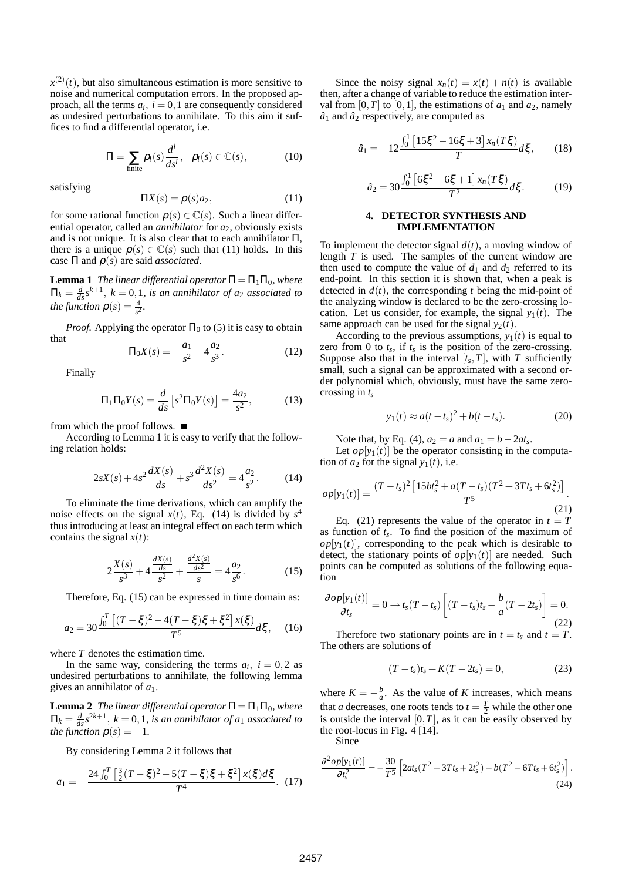$x^{(2)}(t)$, but also simultaneous estimation is more sensitive to noise and numerical computation errors. In the proposed approach, all the terms $a_i$, $i = 0, 1$ are consequently considered as undesired perturbations to annihilate. To this aim it suffices to find a differential operator, i.e.

$$\Pi = \sum_{\text{finite}} \rho_l(s) \frac{d^l}{ds^l}, \quad \rho_l(s) \in \mathbb{C}(s), \tag{10}$$

satisfying

$$\Pi X(s) = \rho(s) a_2, \tag{11}$$

for some rational function $\rho(s) \in \mathbb{C}(s)$. Such a linear differential operator, called an *annihilator* for $a_2$, obviously exists and is not unique. It is also clear that to each annihilator $\Pi$, there is a unique $\rho(s) \in \mathbb{C}(s)$ such that (11) holds. In this case $\Pi$ and $\rho(s)$ are said *associated*.

**Lemma 1** *The linear differential operator $\Pi = \Pi_1 \Pi_0$, where $\Pi_k = \frac{d}{ds} s^{k+1}$, $k = 0, 1$, is an annihilator of $a_2$ associated to the function $\rho(s) = \frac{4}{s^2}$.*

*Proof.* Applying the operator $\Pi_0$ to (5) it is easy to obtain that

$$\Pi_0 X(s) = -\frac{a_1}{s^2} - 4\frac{a_2}{s^3}. \tag{12}$$

Finally

$$\Pi_1 \Pi_0 Y(s) = \frac{d}{ds}\left[s^2 \Pi_0 Y(s)\right] = \frac{4a_2}{s^2}, \tag{13}$$

from which the proof follows. ■

According to Lemma 1 it is easy to verify that the following relation holds:

$$2sX(s) + 4s^2\frac{dX(s)}{ds} + s^3\frac{d^2X(s)}{ds^2} = 4\frac{a_2}{s^2}. \tag{14}$$

To eliminate the time derivations, which can amplify the noise effects on the signal $x(t)$, Eq. (14) is divided by $s^4$ thus introducing at least an integral effect on each term which contains the signal $x(t)$:

$$2\frac{X(s)}{s^3} + 4\frac{\frac{dX(s)}{ds}}{s^2} + \frac{\frac{d^2X(s)}{ds^2}}{s} = 4\frac{a_2}{s^6}. \tag{15}$$

Therefore, Eq. (15) can be expressed in time domain as:

$$a_2 = 30\frac{\int_0^T \left[(T-\xi)^2 - 4(T-\xi)\xi + \xi^2\right] x(\xi)}{T^5} d\xi, \tag{16}$$

where $T$ denotes the estimation time.

In the same way, considering the terms $a_i$, $i = 0, 2$ as undesired perturbations to annihilate, the following lemma gives an annihilator of $a_1$.

**Lemma 2** *The linear differential operator $\Pi = \Pi_1 \Pi_0$, where $\Pi_k = \frac{d}{ds} s^{2k+1}$, $k = 0, 1$, is an annihilator of $a_1$ associated to the function $\rho(s) = -1$.*

By considering Lemma 2 it follows that

$$a_1 = -\frac{24\int_0^T \left[\frac{3}{2}(T-\xi)^2 - 5(T-\xi)\xi + \xi^2\right] x(\xi) d\xi}{T^4}. \tag{17}$$

Since the noisy signal $x_n(t) = x(t) + n(t)$ is available then, after a change of variable to reduce the estimation interval from $[0, T]$ to $[0, 1]$, the estimations of $a_1$ and $a_2$, namely $\hat{a}_1$ and $\hat{a}_2$ respectively, are computed as

$$\hat{a}_1 = -12\frac{\int_0^1 \left[15\xi^2 - 16\xi + 3\right] x_n(T\xi)}{T} d\xi, \tag{18}$$

$$\hat{a}_2 = 30\frac{\int_0^1 \left[6\xi^2 - 6\xi + 1\right] x_n(T\xi)}{T^2} d\xi. \tag{19}$$

## 4. DETECTOR SYNTHESIS AND IMPLEMENTATION

To implement the detector signal $d(t)$, a moving window of length $T$ is used. The samples of the current window are then used to compute the value of $d_1$ and $d_2$ referred to its end-point. In this section it is shown that, when a peak is detected in $d(t)$, the corresponding $t$ being the mid-point of the analyzing window is declared to be the zero-crossing location. Let us consider, for example, the signal $y_1(t)$. The same approach can be used for the signal $y_2(t)$.

According to the previous assumptions, $y_1(t)$ is equal to zero from 0 to $t_s$, if $t_s$ is the position of the zero-crossing. Suppose also that in the interval $[t_s, T]$, with $T$ sufficiently small, such a signal can be approximated with a second order polynomial which, obviously, must have the same zero-crossing in $t_s$

$$y_1(t) \approx a(t-t_s)^2 + b(t-t_s). \tag{20}$$

Note that, by Eq. (4), $a_2 = a$ and $a_1 = b - 2at_s$.

Let $op[y_1(t)]$ be the operator consisting in the computation of $a_2$ for the signal $y_1(t)$, i.e.

$$op[y_1(t)] = \frac{(T-t_s)^2\left[15bt_s^2 + a(T-t_s)(T^2 + 3Tt_s + 6t_s^2)\right]}{T^5}. \tag{21}$$

Eq. (21) represents the value of the operator in $t = T$ as function of $t_s$. To find the position of the maximum of $op[y_1(t)]$, corresponding to the peak which is desirable to detect, the stationary points of $op[y_1(t)]$ are needed. Such points can be computed as solutions of the following equation

$$\frac{\partial op[y_1(t)]}{\partial t_s} = 0 \rightarrow t_s(T-t_s)\left[(T-t_s)t_s - \frac{b}{a}(T-2t_s)\right] = 0. \tag{22}$$

Therefore two stationary points are in $t = t_s$ and $t = T$. The others are solutions of

$$(T-t_s)t_s + K(T-2t_s) = 0, \tag{23}$$

where $K = -\frac{b}{a}$. As the value of $K$ increases, which means that $a$ decreases, one roots tends to $t = \frac{T}{2}$ while the other one is outside the interval $[0, T]$, as it can be easily observed by the root-locus in Fig. 4 [14].

Since

$$\frac{\partial^2 op[y_1(t)]}{\partial t_s^2} = -\frac{30}{T^5}\left[2at_s(T^2 - 3Tt_s + 2t_s^2) - b(T^2 - 6Tt_s + 6t_s^2)\right], \tag{24}$$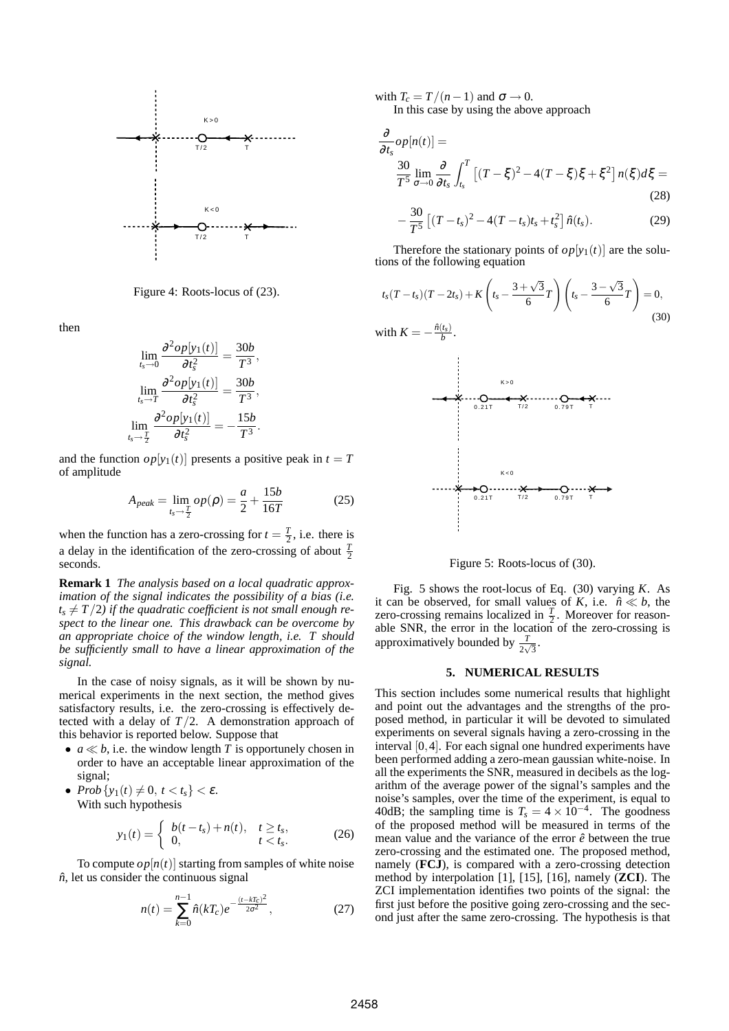Figure 4: Roots-locus of (23).

then

$$\lim_{t_s \to 0} \frac{\partial^2 op[y_1(t)]}{\partial t_s^2} = \frac{30b}{T^3},$$

$$\lim_{t_s \to T} \frac{\partial^2 op[y_1(t)]}{\partial t_s^2} = \frac{30b}{T^3},$$

$$\lim_{t_s \to \frac{T}{2}} \frac{\partial^2 op[y_1(t)]}{\partial t_s^2} = -\frac{15b}{T^3}.$$

and the function $op[y_1(t)]$ presents a positive peak in $t = T$ of amplitude

$$A_{peak} = \lim_{t_s \to \frac{T}{2}} op(\rho) = \frac{a}{2} + \frac{15b}{16T} \tag{25}$$

when the function has a zero-crossing for $t = \frac{T}{2}$, i.e. there is a delay in the identification of the zero-crossing of about $\frac{T}{2}$ seconds.

**Remark 1** *The analysis based on a local quadratic approximation of the signal indicates the possibility of a bias (i.e. $t_s \neq T/2$) if the quadratic coefficient is not small enough respect to the linear one. This drawback can be overcome by an appropriate choice of the window length, i.e. $T$ should be sufficiently small to have a linear approximation of the signal.*

In the case of noisy signals, as it will be shown by numerical experiments in the next section, the method gives satisfactory results, i.e. the zero-crossing is effectively detected with a delay of $T/2$. A demonstration approach of this behavior is reported below. Suppose that

- $a \ll b$, i.e. the window length $T$ is opportunely chosen in order to have an acceptable linear approximation of the signal;
- $Prob\{y_1(t) \neq 0,\ t < t_s\} < \varepsilon$.
  With such hypothesis

$$y_1(t) = \begin{cases} b(t - t_s) + n(t), & t \geq t_s, \\ 0, & t < t_s. \end{cases} \tag{26}$$

To compute $op[n(t)]$ starting from samples of white noise $\hat{n}$, let us consider the continuous signal

$$n(t) = \sum_{k=0}^{n-1} \hat{n}(kT_c) e^{-\frac{(t-kT_c)^2}{2\sigma^2}}, \tag{27}$$

with $T_c = T/(n-1)$ and $\sigma \to 0$.

In this case by using the above approach

$$\frac{\partial}{\partial t_s} op[n(t)] = \frac{30}{T^5} \lim_{\sigma \to 0} \frac{\partial}{\partial t_s} \int_{t_s}^{T} \left[ (T - \xi)^2 - 4(T - \xi)\xi + \xi^2 \right] n(\xi) d\xi = \tag{28}$$

$$-\frac{30}{T^5} \left[ (T - t_s)^2 - 4(T - t_s)t_s + t_s^2 \right] \hat{n}(t_s). \tag{29}$$

Therefore the stationary points of $op[y_1(t)]$ are the solutions of the following equation

$$t_s(T - t_s)(T - 2t_s) + K \left( t_s - \frac{3 + \sqrt{3}}{6} T \right) \left( t_s - \frac{3 - \sqrt{3}}{6} T \right) = 0, \tag{30}$$

with $K = -\frac{\hat{n}(t_s)}{b}$.

Figure 5: Roots-locus of (30).

Fig. 5 shows the root-locus of Eq. (30) varying $K$. As it can be observed, for small values of $K$, i.e. $\hat{n} \ll b$, the zero-crossing remains localized in $\frac{T}{2}$. Moreover for reasonable SNR, the error in the location of the zero-crossing is approximatively bounded by $\frac{T}{2\sqrt{3}}$.

## 5. NUMERICAL RESULTS

This section includes some numerical results that highlight and point out the advantages and the strengths of the proposed method, in particular it will be devoted to simulated experiments on several signals having a zero-crossing in the interval $[0, 4]$. For each signal one hundred experiments have been performed adding a zero-mean gaussian white-noise. In all the experiments the SNR, measured in decibels as the logarithm of the average power of the signal's samples and the noise's samples, over the time of the experiment, is equal to 40dB; the sampling time is $T_s = 4 \times 10^{-4}$. The goodness of the proposed method will be measured in terms of the mean value and the variance of the error $\hat{e}$ between the true zero-crossing and the estimated one. The proposed method, namely (**FCJ**), is compared with a zero-crossing detection method by interpolation [1], [15], [16], namely (**ZCI**). The ZCI implementation identifies two points of the signal: the first just before the positive going zero-crossing and the second just after the same zero-crossing. The hypothesis is that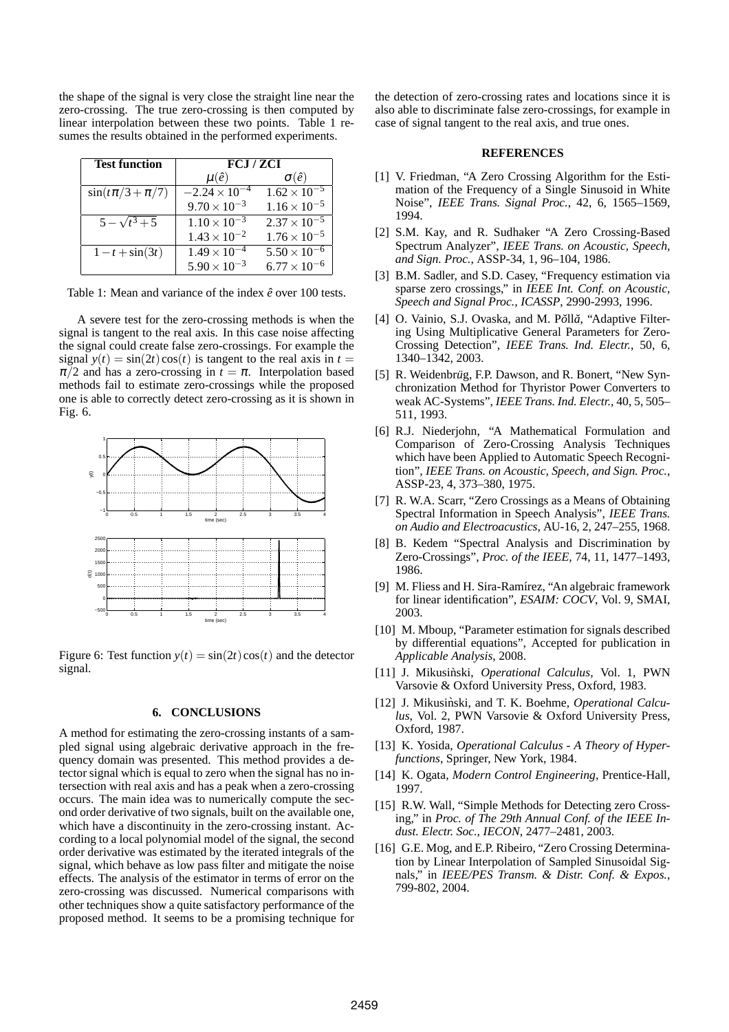the shape of the signal is very close the straight line near the zero-crossing. The true zero-crossing is then computed by linear interpolation between these two points. Table 1 resumes the results obtained in the performed experiments.

| Test function | FCJ / ZCI | |
|---|---|---|
| | $\mu(\hat{e})$ | $\sigma(\hat{e})$ |
| $\sin(t\pi/3+\pi/7)$ | $-2.24\times10^{-4}$ | $1.62\times10^{-5}$ |
| | $9.70\times10^{-3}$ | $1.16\times10^{-5}$ |
| $5-\sqrt{t^3+5}$ | $1.10\times10^{-3}$ | $2.37\times10^{-5}$ |
| | $1.43\times10^{-2}$ | $1.76\times10^{-5}$ |
| $1-t+\sin(3t)$ | $1.49\times10^{-4}$ | $5.50\times10^{-6}$ |
| | $5.90\times10^{-3}$ | $6.77\times10^{-6}$ |

Table 1: Mean and variance of the index $\hat{e}$ over 100 tests.

A severe test for the zero-crossing methods is when the signal is tangent to the real axis. In this case noise affecting the signal could create false zero-crossings. For example the signal $y(t) = \sin(2t)\cos(t)$ is tangent to the real axis in $t = \pi/2$ and has a zero-crossing in $t = \pi$. Interpolation based methods fail to estimate zero-crossings while the proposed one is able to correctly detect zero-crossing as it is shown in Fig. 6.

Figure 6: Test function $y(t) = \sin(2t)\cos(t)$ and the detector signal.

## 6. CONCLUSIONS

A method for estimating the zero-crossing instants of a sampled signal using algebraic derivative approach in the frequency domain was presented. This method provides a detector signal which is equal to zero when the signal has no intersection with real axis and has a peak when a zero-crossing occurs. The main idea was to numerically compute the second order derivative of two signals, built on the available one, which have a discontinuity in the zero-crossing instant. According to a local polynomial model of the signal, the second order derivative was estimated by the iterated integrals of the signal, which behave as low pass filter and mitigate the noise effects. The analysis of the estimator in terms of error on the zero-crossing was discussed. Numerical comparisons with other techniques show a quite satisfactory performance of the proposed method. It seems to be a promising technique for the detection of zero-crossing rates and locations since it is also able to discriminate false zero-crossings, for example in case of signal tangent to the real axis, and true ones.

## REFERENCES

[1] V. Friedman, "A Zero Crossing Algorithm for the Estimation of the Frequency of a Single Sinusoid in White Noise", *IEEE Trans. Signal Proc.*, 42, 6, 1565–1569, 1994.

[2] S.M. Kay, and R. Sudhaker "A Zero Crossing-Based Spectrum Analyzer", *IEEE Trans. on Acoustic, Speech, and Sign. Proc.*, ASSP-34, 1, 96–104, 1986.

[3] B.M. Sadler, and S.D. Casey, "Frequency estimation via sparse zero crossings," in *IEEE Int. Conf. on Acoustic, Speech and Signal Proc., ICASSP*, 2990-2993, 1996.

[4] O. Vainio, S.J. Ovaska, and M. Pŏllă, "Adaptive Filtering Using Multiplicative General Parameters for Zero-Crossing Detection", *IEEE Trans. Ind. Electr.*, 50, 6, 1340–1342, 2003.

[5] R. Weidenbrüg, F.P. Dawson, and R. Bonert, "New Synchronization Method for Thyristor Power Converters to weak AC-Systems", *IEEE Trans. Ind. Electr.*, 40, 5, 505–511, 1993.

[6] R.J. Niederjohn, "A Mathematical Formulation and Comparison of Zero-Crossing Analysis Techniques which have been Applied to Automatic Speech Recognition", *IEEE Trans. on Acoustic, Speech, and Sign. Proc.*, ASSP-23, 4, 373–380, 1975.

[7] R. W.A. Scarr, "Zero Crossings as a Means of Obtaining Spectral Information in Speech Analysis", *IEEE Trans. on Audio and Electroacoustics*, AU-16, 2, 247–255, 1968.

[8] B. Kedem "Spectral Analysis and Discrimination by Zero-Crossings", *Proc. of the IEEE*, 74, 11, 1477–1493, 1986.

[9] M. Fliess and H. Sira-Ramírez, "An algebraic framework for linear identification", *ESAIM: COCV*, Vol. 9, SMAI, 2003.

[10] M. Mboup, "Parameter estimation for signals described by differential equations", Accepted for publication in *Applicable Analysis*, 2008.

[11] J. Mikusiǹski, *Operational Calculus*, Vol. 1, PWN Varsovie & Oxford University Press, Oxford, 1983.

[12] J. Mikusiǹski, and T. K. Boehme, *Operational Calculus*, Vol. 2, PWN Varsovie & Oxford University Press, Oxford, 1987.

[13] K. Yosida, *Operational Calculus - A Theory of Hyperfunctions*, Springer, New York, 1984.

[14] K. Ogata, *Modern Control Engineering*, Prentice-Hall, 1997.

[15] R.W. Wall, "Simple Methods for Detecting zero Crossing," in *Proc. of The 29th Annual Conf. of the IEEE Indust. Electr. Soc., IECON*, 2477–2481, 2003.

[16] G.E. Mog, and E.P. Ribeiro, "Zero Crossing Determination by Linear Interpolation of Sampled Sinusoidal Signals," in *IEEE/PES Transm. & Distr. Conf. & Expos.*, 799-802, 2004.